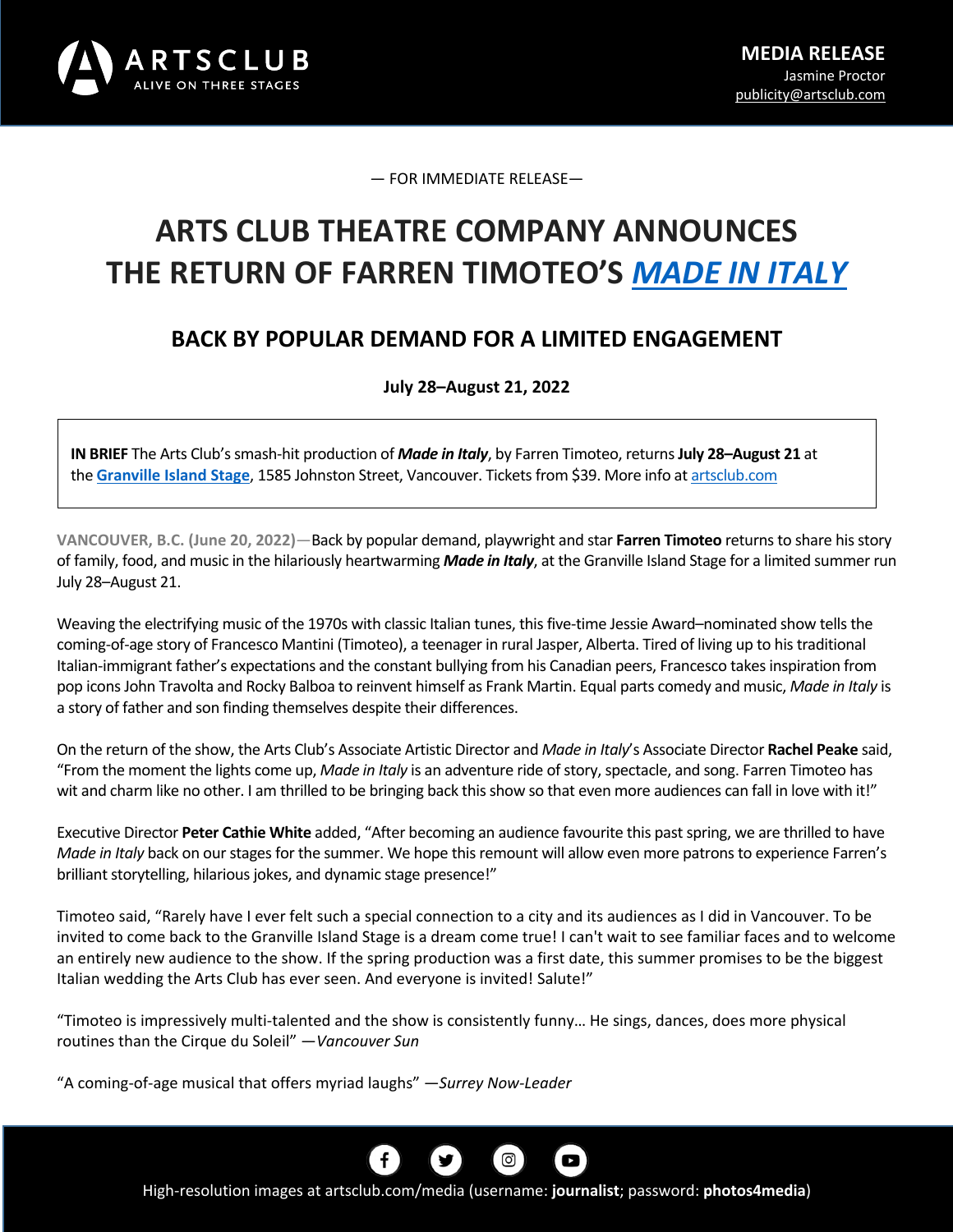ARTS CLUB
ALIVE ON THREE STAGES

**MEDIA RELEASE**
Jasmine Proctor
publicity@artsclub.com

— FOR IMMEDIATE RELEASE—

# ARTS CLUB THEATRE COMPANY ANNOUNCES THE RETURN OF FARREN TIMOTEO'S *MADE IN ITALY*

## BACK BY POPULAR DEMAND FOR A LIMITED ENGAGEMENT

**July 28–August 21, 2022**

**IN BRIEF** The Arts Club's smash-hit production of ***Made in Italy***, by Farren Timoteo, returns **July 28–August 21** at the **Granville Island Stage**, 1585 Johnston Street, Vancouver. Tickets from $39. More info at artsclub.com

**VANCOUVER, B.C. (June 20, 2022)**—Back by popular demand, playwright and star **Farren Timoteo** returns to share his story of family, food, and music in the hilariously heartwarming ***Made in Italy***, at the Granville Island Stage for a limited summer run July 28–August 21.

Weaving the electrifying music of the 1970s with classic Italian tunes, this five-time Jessie Award–nominated show tells the coming-of-age story of Francesco Mantini (Timoteo), a teenager in rural Jasper, Alberta. Tired of living up to his traditional Italian-immigrant father's expectations and the constant bullying from his Canadian peers, Francesco takes inspiration from pop icons John Travolta and Rocky Balboa to reinvent himself as Frank Martin. Equal parts comedy and music, *Made in Italy* is a story of father and son finding themselves despite their differences.

On the return of the show, the Arts Club's Associate Artistic Director and *Made in Italy*'s Associate Director **Rachel Peake** said, "From the moment the lights come up, *Made in Italy* is an adventure ride of story, spectacle, and song. Farren Timoteo has wit and charm like no other. I am thrilled to be bringing back this show so that even more audiences can fall in love with it!"

Executive Director **Peter Cathie White** added, "After becoming an audience favourite this past spring, we are thrilled to have *Made in Italy* back on our stages for the summer. We hope this remount will allow even more patrons to experience Farren's brilliant storytelling, hilarious jokes, and dynamic stage presence!"

Timoteo said, "Rarely have I ever felt such a special connection to a city and its audiences as I did in Vancouver. To be invited to come back to the Granville Island Stage is a dream come true! I can't wait to see familiar faces and to welcome an entirely new audience to the show. If the spring production was a first date, this summer promises to be the biggest Italian wedding the Arts Club has ever seen. And everyone is invited! Salute!"

"Timoteo is impressively multi-talented and the show is consistently funny… He sings, dances, does more physical routines than the Cirque du Soleil" —*Vancouver Sun*

"A coming-of-age musical that offers myriad laughs" —*Surrey Now-Leader*

High-resolution images at artsclub.com/media (username: **journalist**; password: **photos4media**)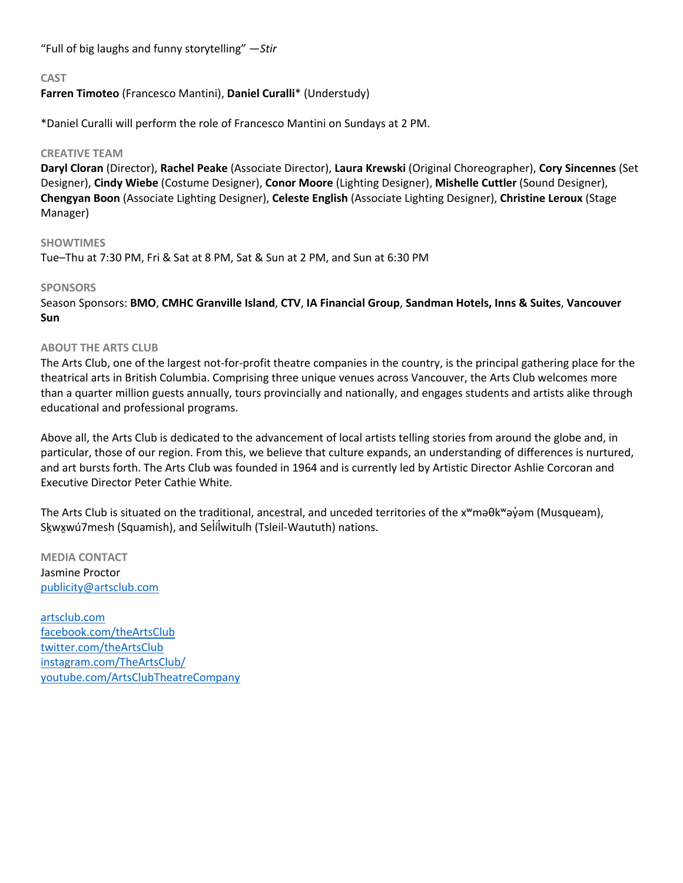"Full of big laughs and funny storytelling" —*Stir*

## CAST

**Farren Timoteo** (Francesco Mantini), **Daniel Curalli*** (Understudy)

*Daniel Curalli will perform the role of Francesco Mantini on Sundays at 2 PM.

## CREATIVE TEAM

**Daryl Cloran** (Director), **Rachel Peake** (Associate Director), **Laura Krewski** (Original Choreographer), **Cory Sincennes** (Set Designer), **Cindy Wiebe** (Costume Designer), **Conor Moore** (Lighting Designer), **Mishelle Cuttler** (Sound Designer), **Chengyan Boon** (Associate Lighting Designer), **Celeste English** (Associate Lighting Designer), **Christine Leroux** (Stage Manager)

## SHOWTIMES

Tue–Thu at 7:30 PM, Fri & Sat at 8 PM, Sat & Sun at 2 PM, and Sun at 6:30 PM

## SPONSORS

Season Sponsors: **BMO**, **CMHC Granville Island**, **CTV**, **IA Financial Group**, **Sandman Hotels, Inns & Suites**, **Vancouver Sun**

## ABOUT THE ARTS CLUB

The Arts Club, one of the largest not-for-profit theatre companies in the country, is the principal gathering place for the theatrical arts in British Columbia. Comprising three unique venues across Vancouver, the Arts Club welcomes more than a quarter million guests annually, tours provincially and nationally, and engages students and artists alike through educational and professional programs.

Above all, the Arts Club is dedicated to the advancement of local artists telling stories from around the globe and, in particular, those of our region. From this, we believe that culture expands, an understanding of differences is nurtured, and art bursts forth. The Arts Club was founded in 1964 and is currently led by Artistic Director Ashlie Corcoran and Executive Director Peter Cathie White.

The Arts Club is situated on the traditional, ancestral, and unceded territories of the xʷməθkʷəy̓əm (Musqueam), Sḵwx̱wú7mesh (Squamish), and Səl̓ílwitulh (Tsleil-Waututh) nations.

## MEDIA CONTACT

Jasmine Proctor
publicity@artsclub.com

artsclub.com
facebook.com/theArtsClub
twitter.com/theArtsClub
instagram.com/TheArtsClub/
youtube.com/ArtsClubTheatreCompany